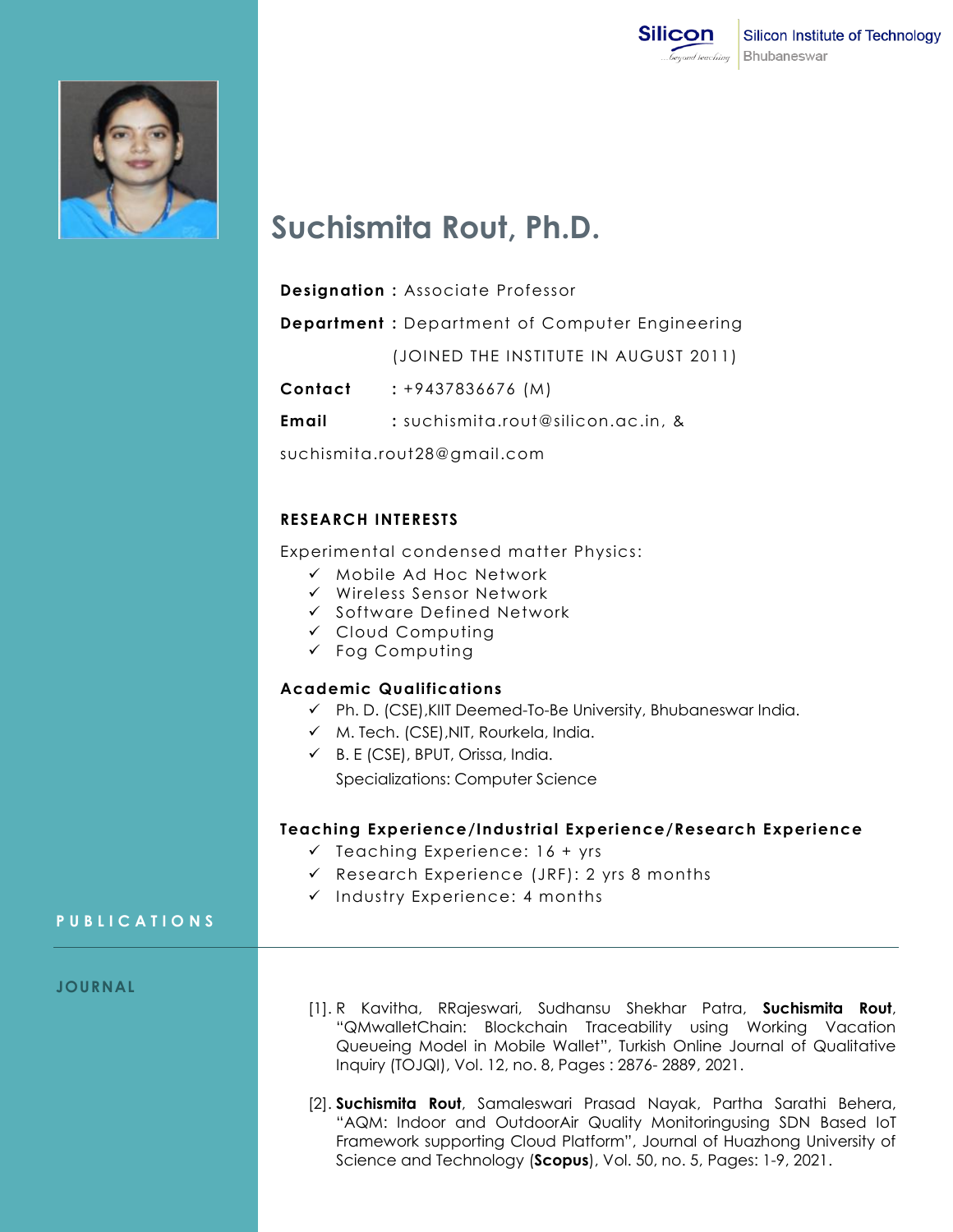Silicon Institute of Technology
Bhubaneswar

# Suchismita Rout, Ph.D.

**Designation :** Associate Professor

**Department :** Department of Computer Engineering

(JOINED THE INSTITUTE IN AUGUST 2011)

**Contact** : +9437836676 (M)

**Email** : suchismita.rout@silicon.ac.in, & suchismita.rout28@gmail.com

## RESEARCH INTERESTS

Experimental condensed matter Physics:

- ✓ Mobile Ad Hoc Network
- ✓ Wireless Sensor Network
- ✓ Software Defined Network
- ✓ Cloud Computing
- ✓ Fog Computing

## Academic Qualifications

- ✓ Ph. D. (CSE),KIIT Deemed-To-Be University, Bhubaneswar India.
- ✓ M. Tech. (CSE),NIT, Rourkela, India.
- ✓ B. E (CSE), BPUT, Orissa, India.

  Specializations: Computer Science

## Teaching Experience/Industrial Experience/Research Experience

- ✓ Teaching Experience: 16 + yrs
- ✓ Research Experience (JRF): 2 yrs 8 months
- ✓ Industry Experience: 4 months

## PUBLICATIONS

### JOURNAL

[1]. R Kavitha, RRajeswari, Sudhansu Shekhar Patra, **Suchismita Rout**, "QMwalletChain: Blockchain Traceability using Working Vacation Queueing Model in Mobile Wallet", Turkish Online Journal of Qualitative Inquiry (TOJQI), Vol. 12, no. 8, Pages : 2876- 2889, 2021.

[2]. **Suchismita Rout**, Samaleswari Prasad Nayak, Partha Sarathi Behera, "AQM: Indoor and OutdoorAir Quality Monitoringusing SDN Based IoT Framework supporting Cloud Platform", Journal of Huazhong University of Science and Technology (**Scopus**), Vol. 50, no. 5, Pages: 1-9, 2021.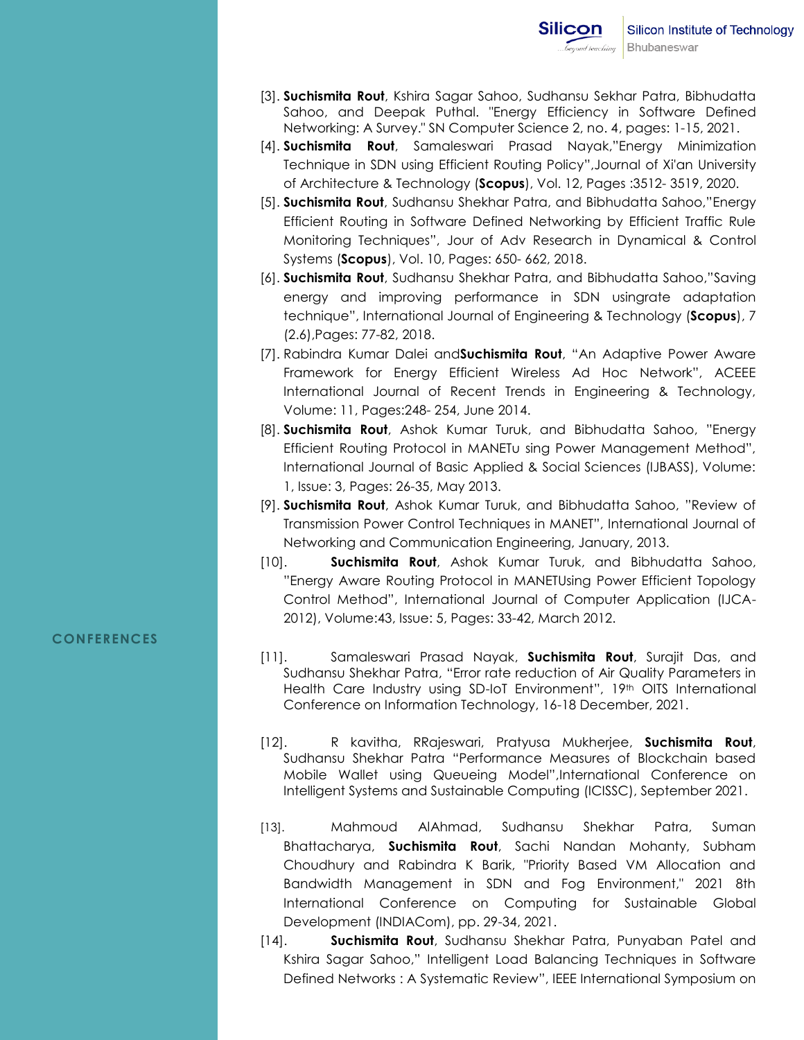[3]. **Suchismita Rout**, Kshira Sagar Sahoo, Sudhansu Sekhar Patra, Bibhudatta Sahoo, and Deepak Puthal. "Energy Efficiency in Software Defined Networking: A Survey." SN Computer Science 2, no. 4, pages: 1-15, 2021.

[4]. **Suchismita Rout**, Samaleswari Prasad Nayak,"Energy Minimization Technique in SDN using Efficient Routing Policy",Journal of Xi'an University of Architecture & Technology (**Scopus**), Vol. 12, Pages :3512- 3519, 2020.

[5]. **Suchismita Rout**, Sudhansu Shekhar Patra, and Bibhudatta Sahoo,"Energy Efficient Routing in Software Defined Networking by Efficient Traffic Rule Monitoring Techniques", Jour of Adv Research in Dynamical & Control Systems (**Scopus**), Vol. 10, Pages: 650- 662, 2018.

[6]. **Suchismita Rout**, Sudhansu Shekhar Patra, and Bibhudatta Sahoo,"Saving energy and improving performance in SDN usingrate adaptation technique", International Journal of Engineering & Technology (**Scopus**), 7 (2.6),Pages: 77-82, 2018.

[7]. Rabindra Kumar Dalei and**Suchismita Rout**, "An Adaptive Power Aware Framework for Energy Efficient Wireless Ad Hoc Network", ACEEE International Journal of Recent Trends in Engineering & Technology, Volume: 11, Pages:248- 254, June 2014.

[8]. **Suchismita Rout**, Ashok Kumar Turuk, and Bibhudatta Sahoo, "Energy Efficient Routing Protocol in MANETu sing Power Management Method", International Journal of Basic Applied & Social Sciences (IJBASS), Volume: 1, Issue: 3, Pages: 26-35, May 2013.

[9]. **Suchismita Rout**, Ashok Kumar Turuk, and Bibhudatta Sahoo, "Review of Transmission Power Control Techniques in MANET", International Journal of Networking and Communication Engineering, January, 2013.

[10]. **Suchismita Rout**, Ashok Kumar Turuk, and Bibhudatta Sahoo, "Energy Aware Routing Protocol in MANETUsing Power Efficient Topology Control Method", International Journal of Computer Application (IJCA-2012), Volume:43, Issue: 5, Pages: 33-42, March 2012.

## CONFERENCES

[11]. Samaleswari Prasad Nayak, **Suchismita Rout**, Surajit Das, and Sudhansu Shekhar Patra, "Error rate reduction of Air Quality Parameters in Health Care Industry using SD-IoT Environment", 19th OITS International Conference on Information Technology, 16-18 December, 2021.

[12]. R kavitha, RRajeswari, Pratyusa Mukherjee, **Suchismita Rout**, Sudhansu Shekhar Patra "Performance Measures of Blockchain based Mobile Wallet using Queueing Model",International Conference on Intelligent Systems and Sustainable Computing (ICISSC), September 2021.

[13]. Mahmoud AlAhmad, Sudhansu Shekhar Patra, Suman Bhattacharya, **Suchismita Rout**, Sachi Nandan Mohanty, Subham Choudhury and Rabindra K Barik, "Priority Based VM Allocation and Bandwidth Management in SDN and Fog Environment," 2021 8th International Conference on Computing for Sustainable Global Development (INDIACom), pp. 29-34, 2021.

[14]. **Suchismita Rout**, Sudhansu Shekhar Patra, Punyaban Patel and Kshira Sagar Sahoo," Intelligent Load Balancing Techniques in Software Defined Networks : A Systematic Review", IEEE International Symposium on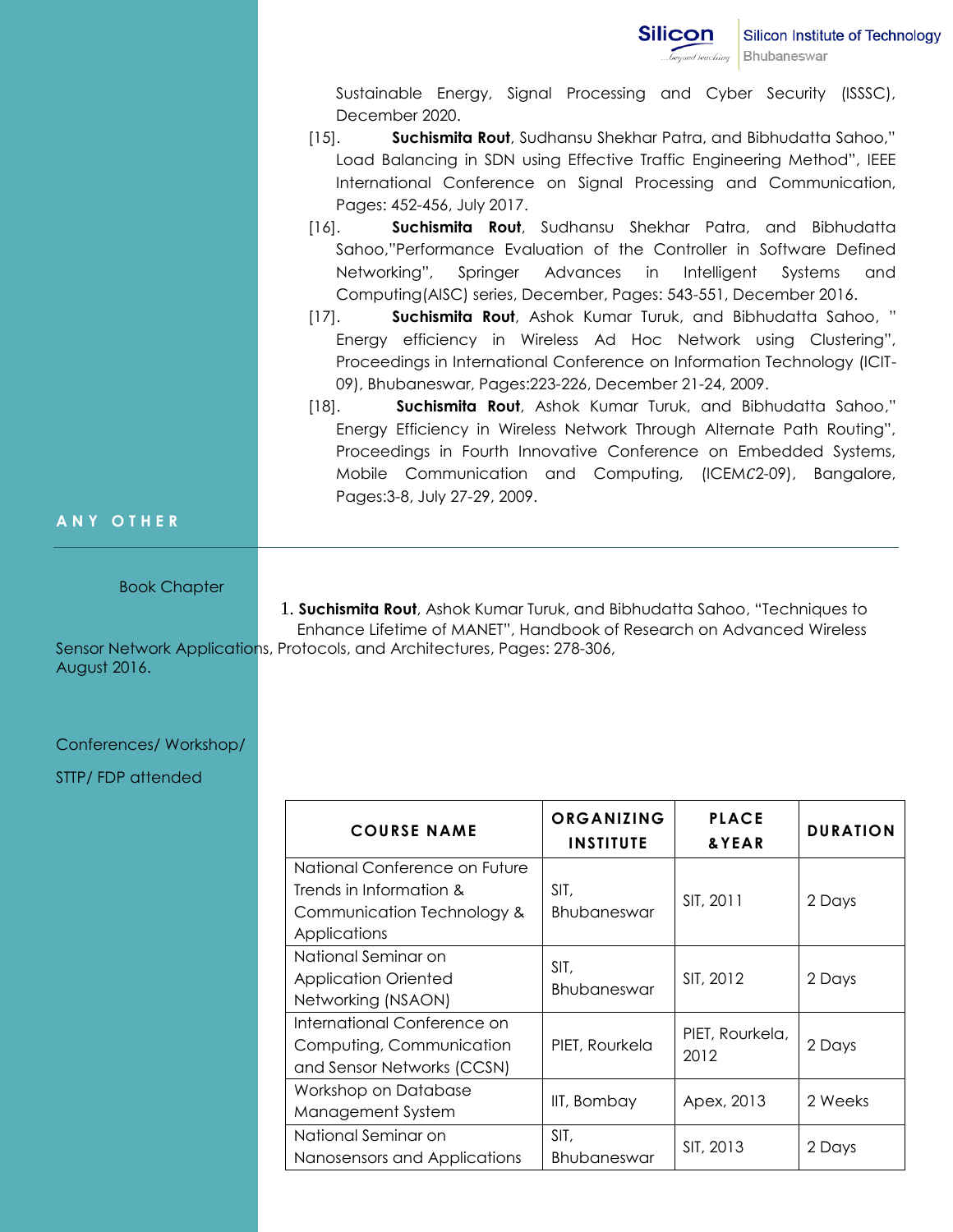Sustainable Energy, Signal Processing and Cyber Security (ISSSC), December 2020.

[15]. **Suchismita Rout**, Sudhansu Shekhar Patra, and Bibhudatta Sahoo," Load Balancing in SDN using Effective Traffic Engineering Method", IEEE International Conference on Signal Processing and Communication, Pages: 452-456, July 2017.

[16]. **Suchismita Rout**, Sudhansu Shekhar Patra, and Bibhudatta Sahoo,"Performance Evaluation of the Controller in Software Defined Networking", Springer Advances in Intelligent Systems and Computing(AISC) series, December, Pages: 543-551, December 2016.

[17]. **Suchismita Rout**, Ashok Kumar Turuk, and Bibhudatta Sahoo, " Energy efficiency in Wireless Ad Hoc Network using Clustering", Proceedings in International Conference on Information Technology (ICIT-09), Bhubaneswar, Pages:223-226, December 21-24, 2009.

[18]. **Suchismita Rout**, Ashok Kumar Turuk, and Bibhudatta Sahoo," Energy Efficiency in Wireless Network Through Alternate Path Routing", Proceedings in Fourth Innovative Conference on Embedded Systems, Mobile Communication and Computing, (ICEMC2-09), Bangalore, Pages:3-8, July 27-29, 2009.

## ANY OTHER

### Book Chapter

1. **Suchismita Rout**, Ashok Kumar Turuk, and Bibhudatta Sahoo, "Techniques to Enhance Lifetime of MANET", Handbook of Research on Advanced Wireless Sensor Network Applications, Protocols, and Architectures, Pages: 278-306, August 2016.

### Conferences/ Workshop/ STTP/ FDP attended

| COURSE NAME | ORGANIZING INSTITUTE | PLACE &YEAR | DURATION |
|---|---|---|---|
| National Conference on Future Trends in Information & Communication Technology & Applications | SIT, Bhubaneswar | SIT, 2011 | 2 Days |
| National Seminar on Application Oriented Networking (NSAON) | SIT, Bhubaneswar | SIT, 2012 | 2 Days |
| International Conference on Computing, Communication and Sensor Networks (CCSN) | PIET, Rourkela | PIET, Rourkela, 2012 | 2 Days |
| Workshop on Database Management System | IIT, Bombay | Apex, 2013 | 2 Weeks |
| National Seminar on Nanosensors and Applications | SIT, Bhubaneswar | SIT, 2013 | 2 Days |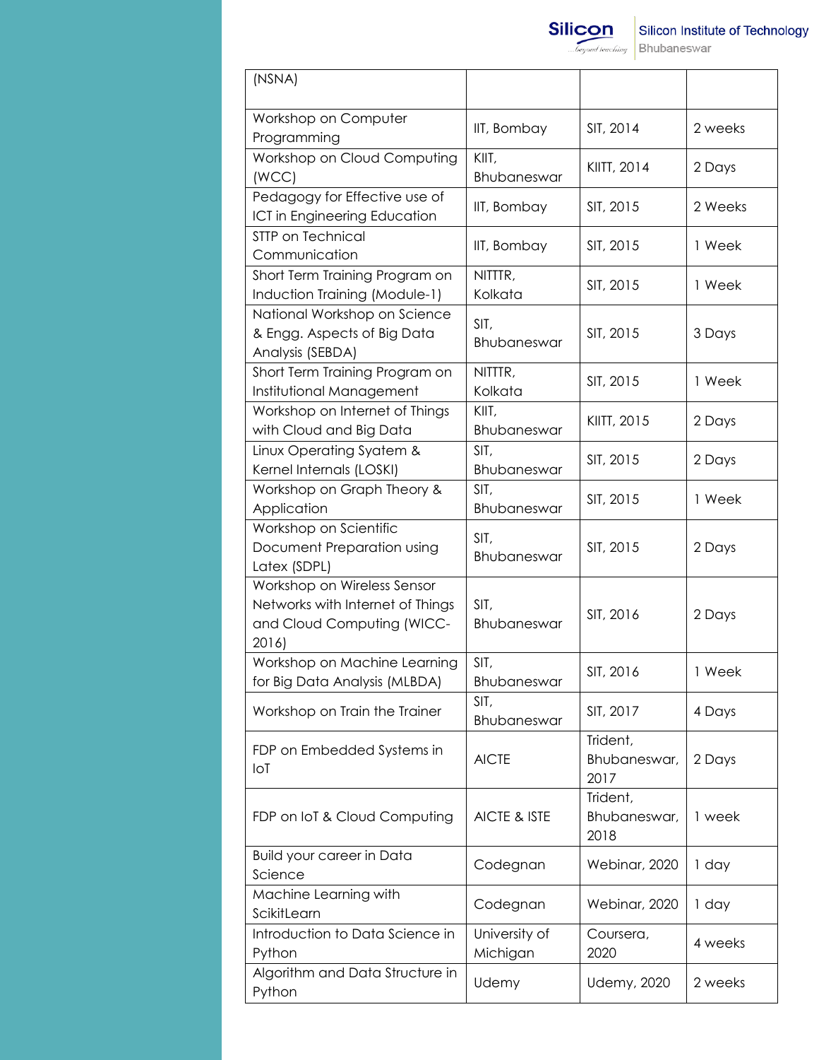| | | | |
|---|---|---|---|
| (NSNA) | | | |
| Workshop on Computer Programming | IIT, Bombay | SIT, 2014 | 2 weeks |
| Workshop on Cloud Computing (WCC) | KIIT, Bhubaneswar | KIITT, 2014 | 2 Days |
| Pedagogy for Effective use of ICT in Engineering Education | IIT, Bombay | SIT, 2015 | 2 Weeks |
| STTP on Technical Communication | IIT, Bombay | SIT, 2015 | 1 Week |
| Short Term Training Program on Induction Training (Module-1) | NITTTR, Kolkata | SIT, 2015 | 1 Week |
| National Workshop on Science & Engg. Aspects of Big Data Analysis (SEBDA) | SIT, Bhubaneswar | SIT, 2015 | 3 Days |
| Short Term Training Program on Institutional Management | NITTTR, Kolkata | SIT, 2015 | 1 Week |
| Workshop on Internet of Things with Cloud and Big Data | KIIT, Bhubaneswar | KIITT, 2015 | 2 Days |
| Linux Operating Syatem & Kernel Internals (LOSKI) | SIT, Bhubaneswar | SIT, 2015 | 2 Days |
| Workshop on Graph Theory & Application | SIT, Bhubaneswar | SIT, 2015 | 1 Week |
| Workshop on Scientific Document Preparation using Latex (SDPL) | SIT, Bhubaneswar | SIT, 2015 | 2 Days |
| Workshop on Wireless Sensor Networks with Internet of Things and Cloud Computing (WICC-2016) | SIT, Bhubaneswar | SIT, 2016 | 2 Days |
| Workshop on Machine Learning for Big Data Analysis (MLBDA) | SIT, Bhubaneswar | SIT, 2016 | 1 Week |
| Workshop on Train the Trainer | SIT, Bhubaneswar | SIT, 2017 | 4 Days |
| FDP on Embedded Systems in IoT | AICTE | Trident, Bhubaneswar, 2017 | 2 Days |
| FDP on IoT & Cloud Computing | AICTE & ISTE | Trident, Bhubaneswar, 2018 | 1 week |
| Build your career in Data Science | Codegnan | Webinar, 2020 | 1 day |
| Machine Learning with ScikitLearn | Codegnan | Webinar, 2020 | 1 day |
| Introduction to Data Science in Python | University of Michigan | Coursera, 2020 | 4 weeks |
| Algorithm and Data Structure in Python | Udemy | Udemy, 2020 | 2 weeks |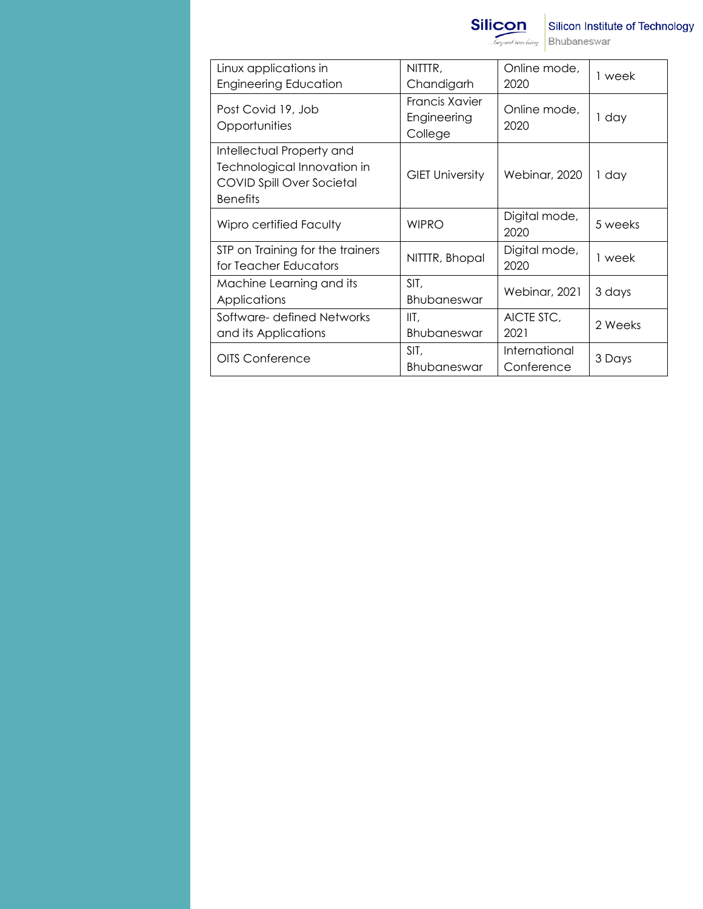| | | | |
|---|---|---|---|
| Linux applications in Engineering Education | NITTTR, Chandigarh | Online mode, 2020 | 1 week |
| Post Covid 19, Job Opportunities | Francis Xavier Engineering College | Online mode, 2020 | 1 day |
| Intellectual Property and Technological Innovation in COVID Spill Over Societal Benefits | GIET University | Webinar, 2020 | 1 day |
| Wipro certified Faculty | WIPRO | Digital mode, 2020 | 5 weeks |
| STP on Training for the trainers for Teacher Educators | NITTTR, Bhopal | Digital mode, 2020 | 1 week |
| Machine Learning and its Applications | SIT, Bhubaneswar | Webinar, 2021 | 3 days |
| Software- defined Networks and its Applications | IIT, Bhubaneswar | AICTE STC, 2021 | 2 Weeks |
| OITS Conference | SIT, Bhubaneswar | International Conference | 3 Days |